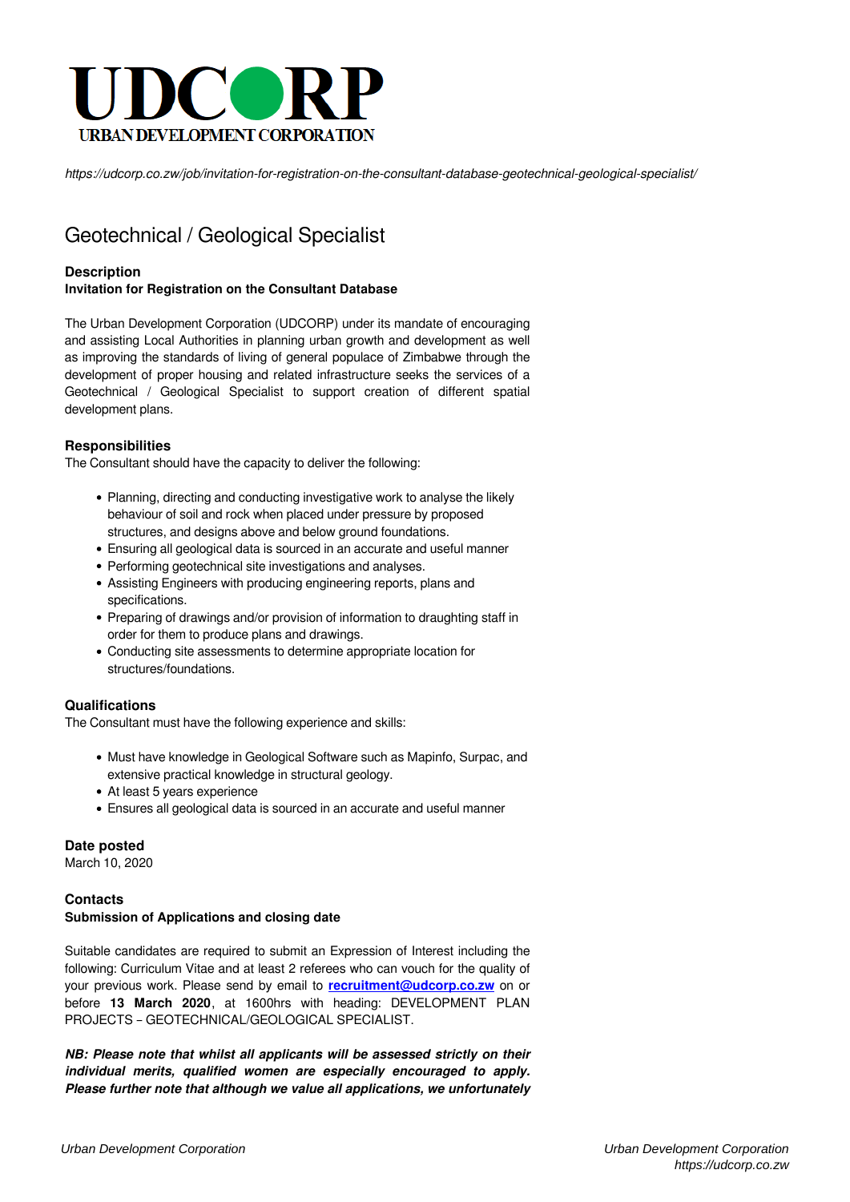# UDCORP

URBAN DEVELOPMENT CORPORATION

*https://udcorp.co.zw/job/invitation-for-registration-on-the-consultant-database-geotechnical-geological-specialist/*

## Geotechnical / Geological Specialist

### Description

**Invitation for Registration on the Consultant Database**

The Urban Development Corporation (UDCORP) under its mandate of encouraging and assisting Local Authorities in planning urban growth and development as well as improving the standards of living of general populace of Zimbabwe through the development of proper housing and related infrastructure seeks the services of a Geotechnical / Geological Specialist to support creation of different spatial development plans.

### Responsibilities

The Consultant should have the capacity to deliver the following:

- Planning, directing and conducting investigative work to analyse the likely behaviour of soil and rock when placed under pressure by proposed structures, and designs above and below ground foundations.
- Ensuring all geological data is sourced in an accurate and useful manner
- Performing geotechnical site investigations and analyses.
- Assisting Engineers with producing engineering reports, plans and specifications.
- Preparing of drawings and/or provision of information to draughting staff in order for them to produce plans and drawings.
- Conducting site assessments to determine appropriate location for structures/foundations.

### Qualifications

The Consultant must have the following experience and skills:

- Must have knowledge in Geological Software such as Mapinfo, Surpac, and extensive practical knowledge in structural geology.
- At least 5 years experience
- Ensures all geological data is sourced in an accurate and useful manner

### Date posted

March 10, 2020

### Contacts

**Submission of Applications and closing date**

Suitable candidates are required to submit an Expression of Interest including the following: Curriculum Vitae and at least 2 referees who can vouch for the quality of your previous work. Please send by email to **recruitment@udcorp.co.zw** on or before **13 March 2020**, at 1600hrs with heading: DEVELOPMENT PLAN PROJECTS – GEOTECHNICAL/GEOLOGICAL SPECIALIST.

***NB: Please note that whilst all applicants will be assessed strictly on their individual merits, qualified women are especially encouraged to apply. Please further note that although we value all applications, we unfortunately***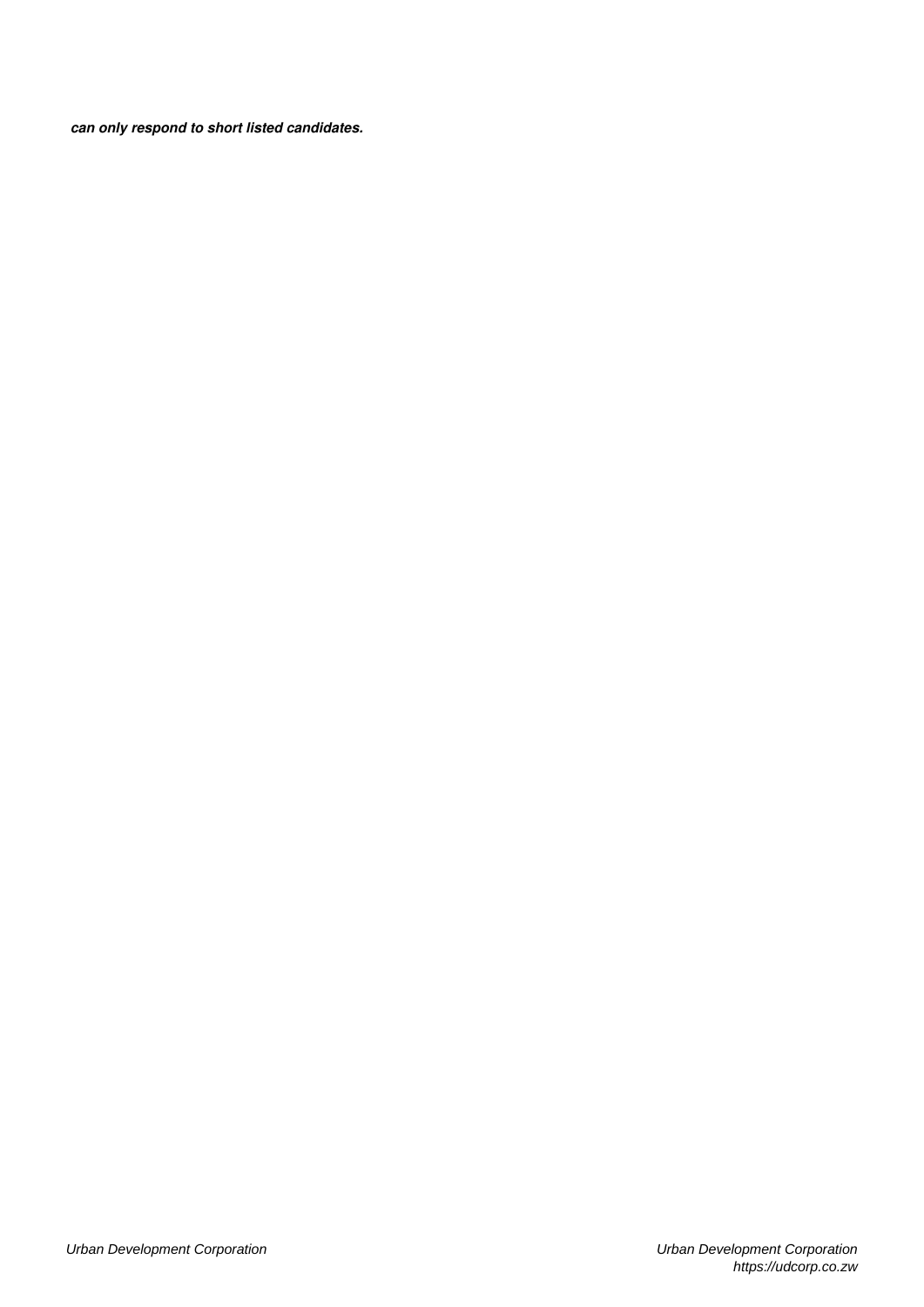***can only respond to short listed candidates.***